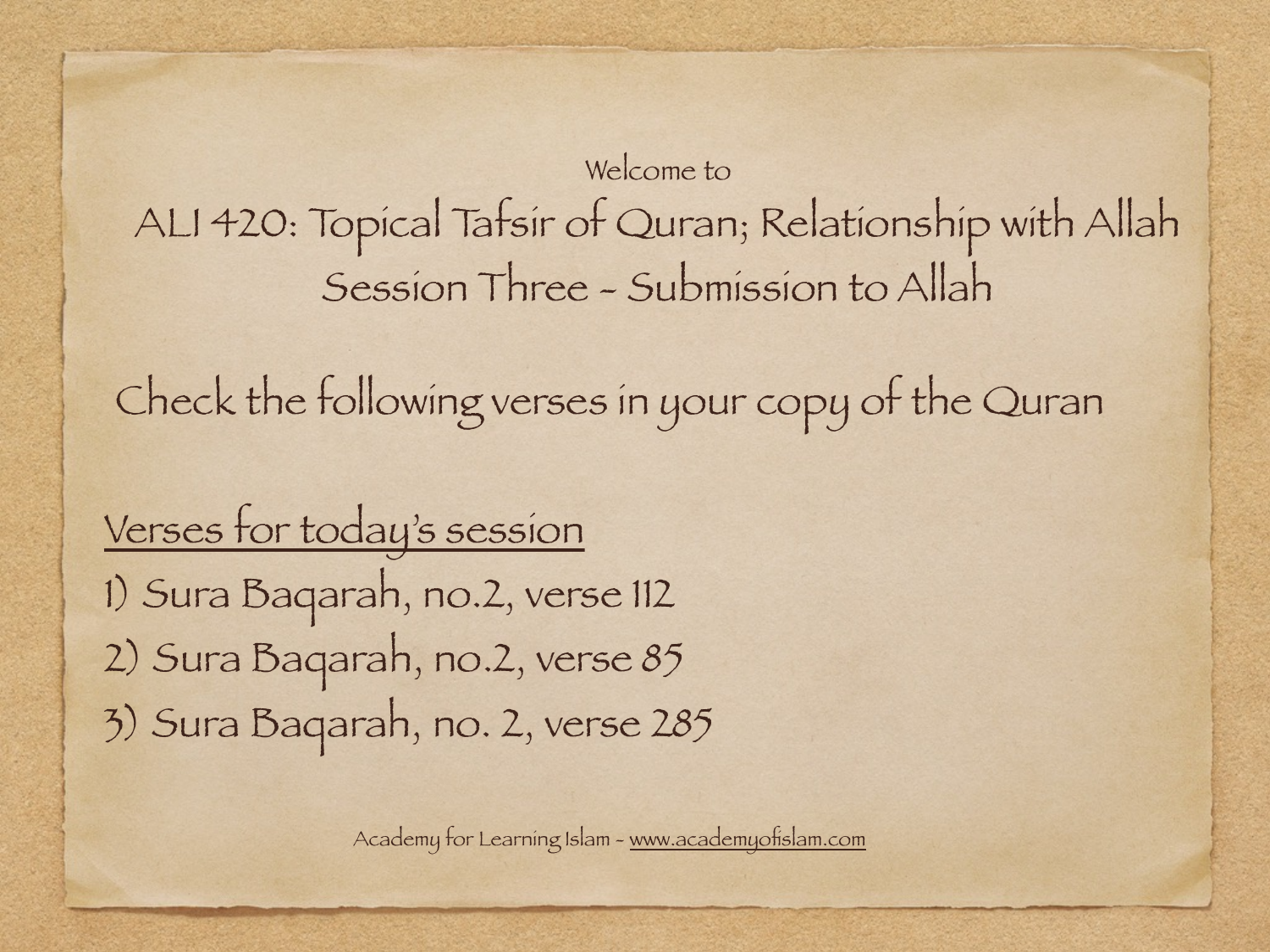Welcome to

# ALI 420: Topical Tafsir of Quran; Relationship with Allah

## Session Three - Submission to Allah

Check the following verses in your copy of the Quran

Verses for today's session

1) Sura Baqarah, no.2, verse 112
2) Sura Baqarah, no.2, verse 85
3) Sura Baqarah, no. 2, verse 285

Academy for Learning Islam - www.academyofislam.com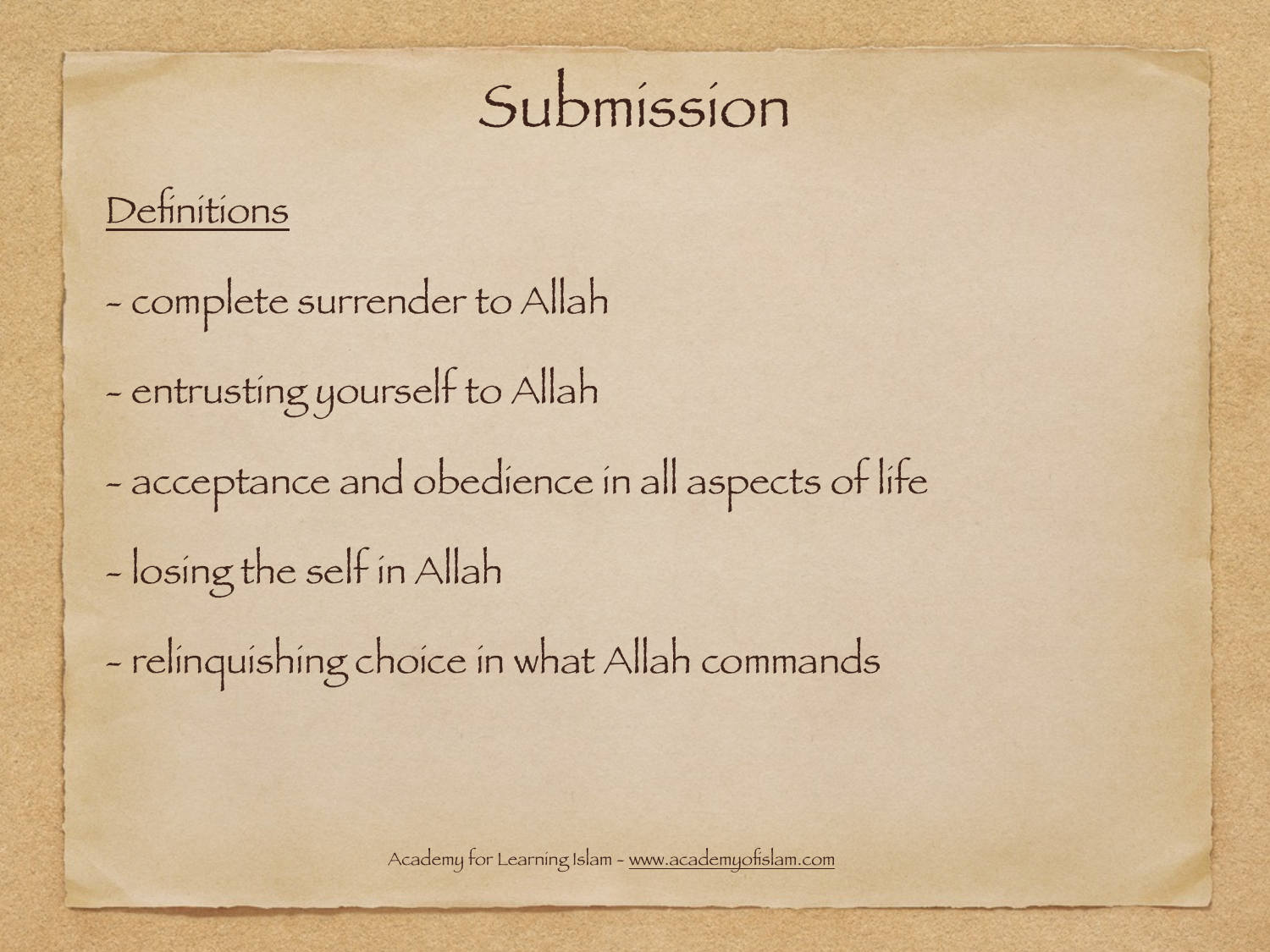# Submission

<u>Definitions</u>

- complete surrender to Allah
- entrusting yourself to Allah
- acceptance and obedience in all aspects of life
- losing the self in Allah
- relinquishing choice in what Allah commands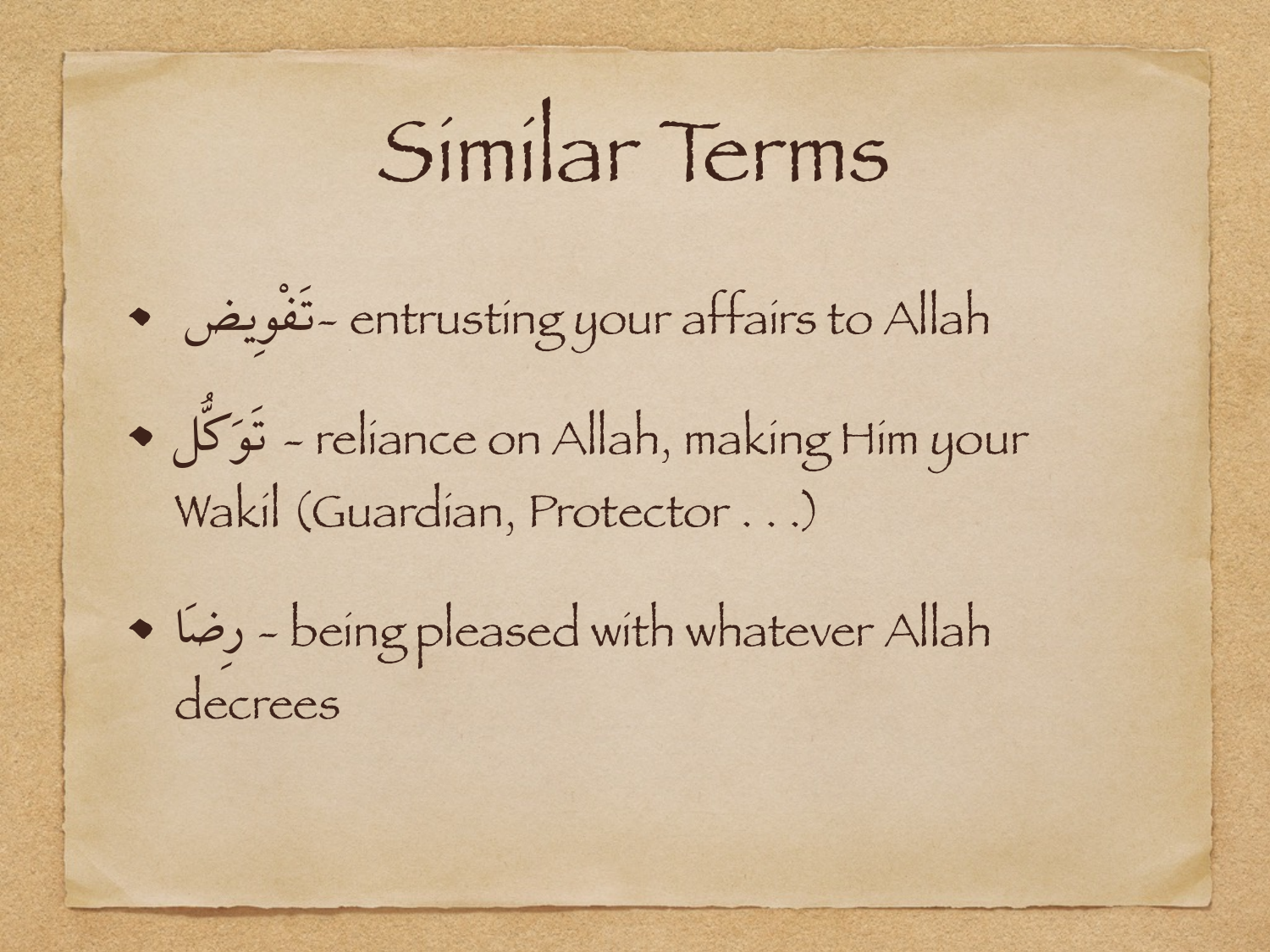# Similar Terms

- تَفْوِيض- entrusting your affairs to Allah
- تَوَكُّل - reliance on Allah, making Him your Wakil (Guardian, Protector . . .)
- رِضَا - being pleased with whatever Allah decrees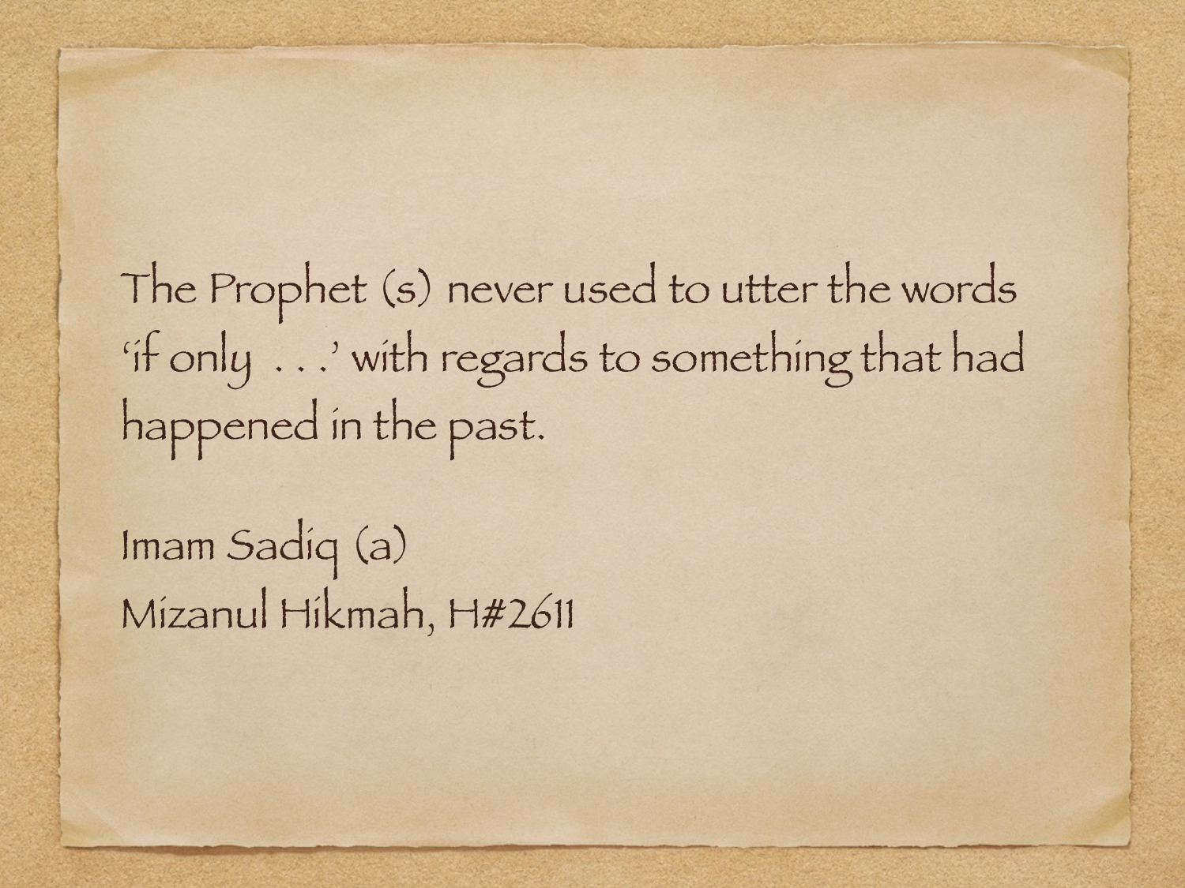The Prophet (s) never used to utter the words 'if only . . .' with regards to something that had happened in the past.

Imam Sadiq (a)
Mizanul Hikmah, H#2611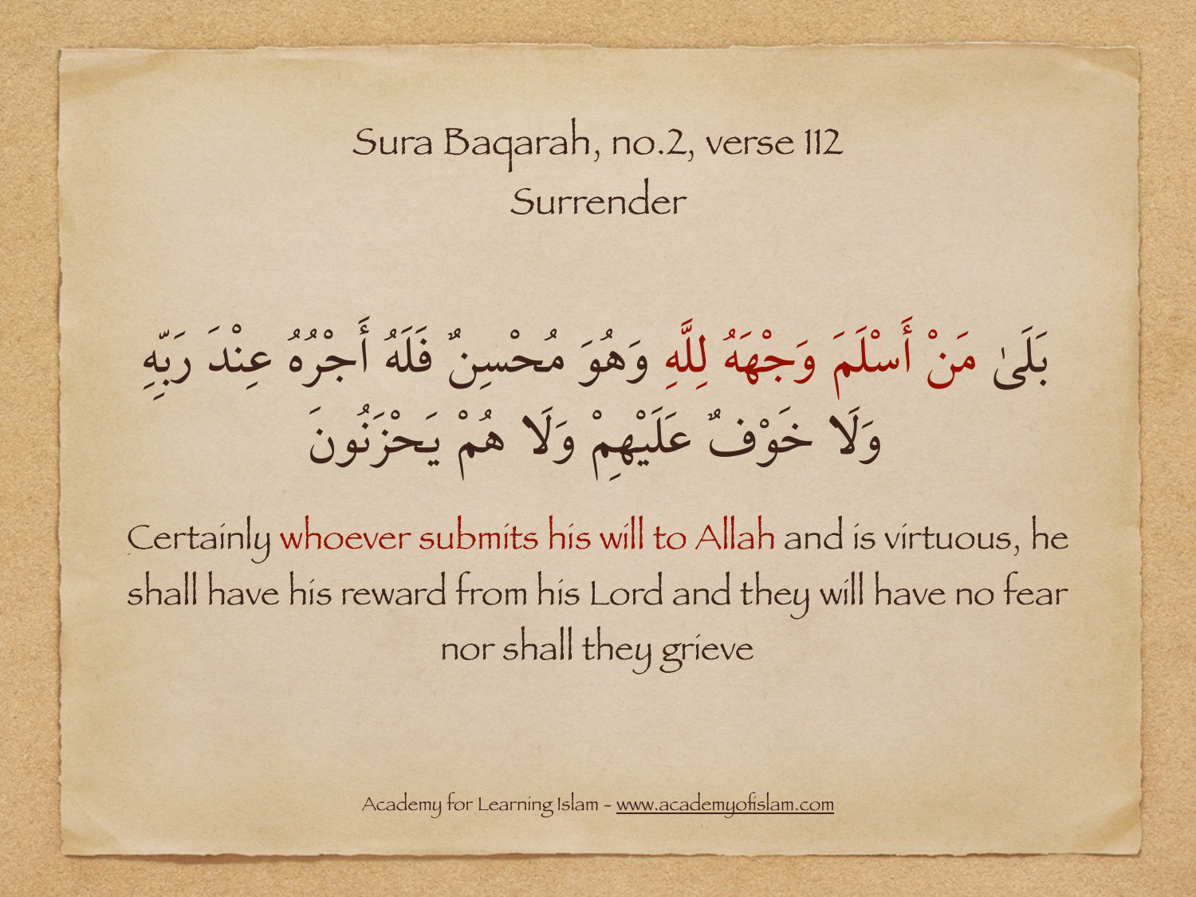Sura Baqarah, no.2, verse 112

Surrender

بَلَىٰ مَنْ أَسْلَمَ وَجْهَهُ لِلَّهِ وَهُوَ مُحْسِنٌ فَلَهُ أَجْرُهُ عِنْدَ رَبِّهِ وَلَا خَوْفٌ عَلَيْهِمْ وَلَا هُمْ يَحْزَنُونَ

Certainly whoever submits his will to Allah and is virtuous, he shall have his reward from his Lord and they will have no fear nor shall they grieve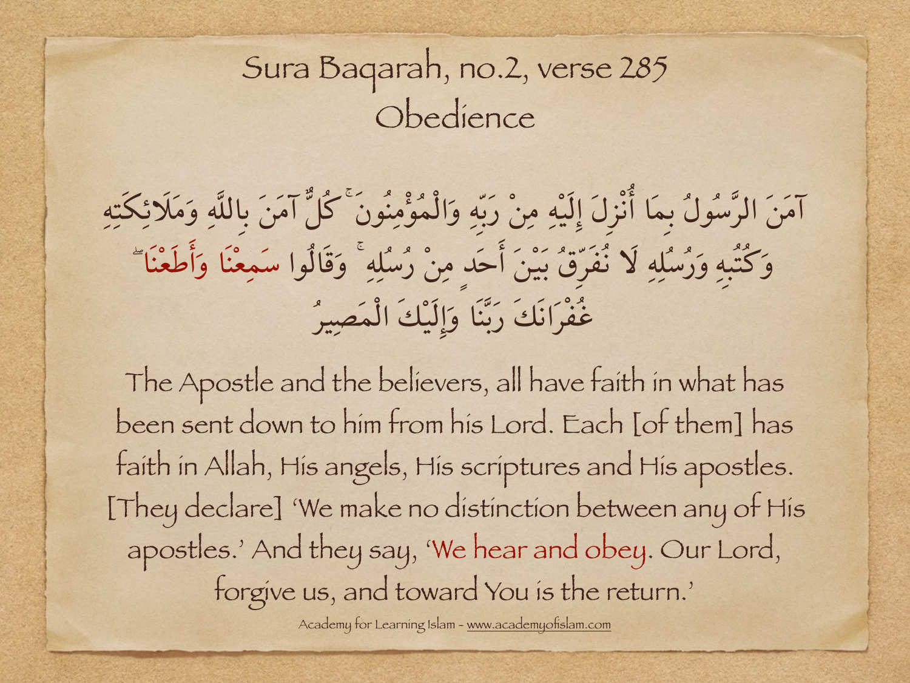# Sura Baqarah, no.2, verse 285
## Obedience

آمَنَ الرَّسُولُ بِمَا أُنْزِلَ إِلَيْهِ مِنْ رَبِّهِ وَالْمُؤْمِنُونَ ۚ كُلٌّ آمَنَ بِاللَّهِ وَمَلَائِكَتِهِ وَكُتُبِهِ وَرُسُلِهِ لَا نُفَرِّقُ بَيْنَ أَحَدٍ مِنْ رُسُلِهِ ۚ وَقَالُوا سَمِعْنَا وَأَطَعْنَا ۖ غُفْرَانَكَ رَبَّنَا وَإِلَيْكَ الْمَصِيرُ

The Apostle and the believers, all have faith in what has been sent down to him from his Lord. Each [of them] has faith in Allah, His angels, His scriptures and His apostles. [They declare] 'We make no distinction between any of His apostles.' And they say, 'We hear and obey. Our Lord, forgive us, and toward You is the return.'

Academy for Learning Islam - www.academyofislam.com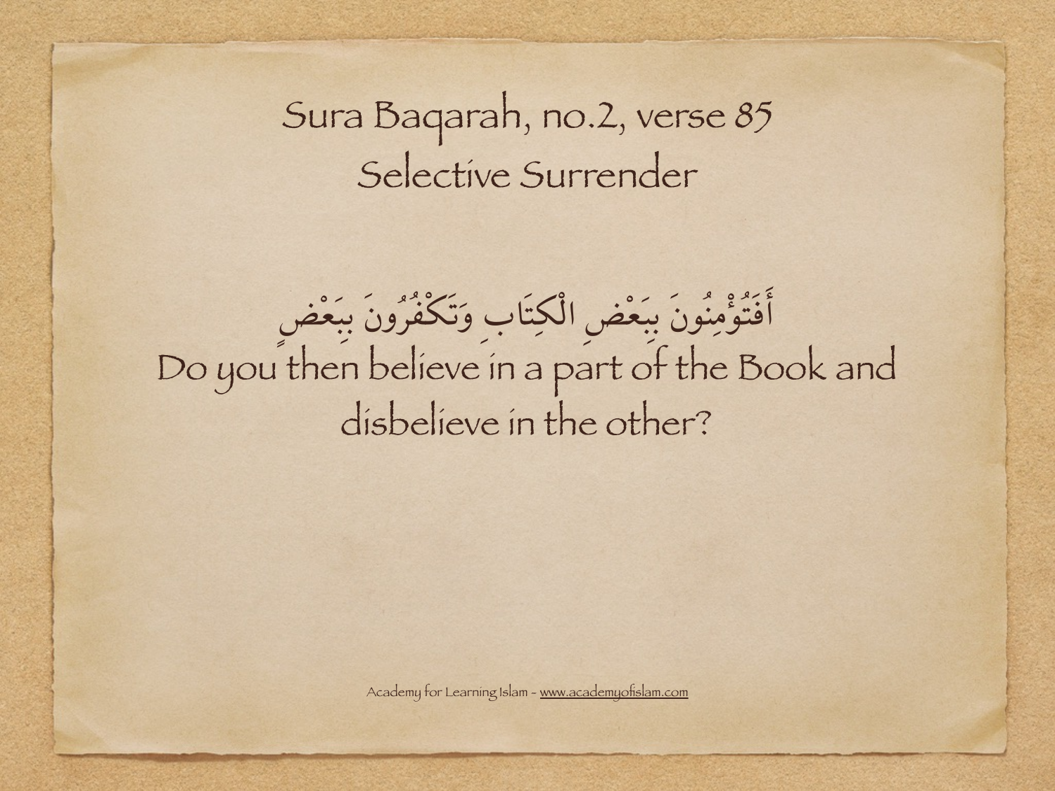# Sura Baqarah, no.2, verse 85
## Selective Surrender

أَفَتُؤْمِنُونَ بِبَعْضِ الْكِتَابِ وَتَكْفُرُونَ بِبَعْضٍ

Do you then believe in a part of the Book and disbelieve in the other?

Academy for Learning Islam - www.academyofislam.com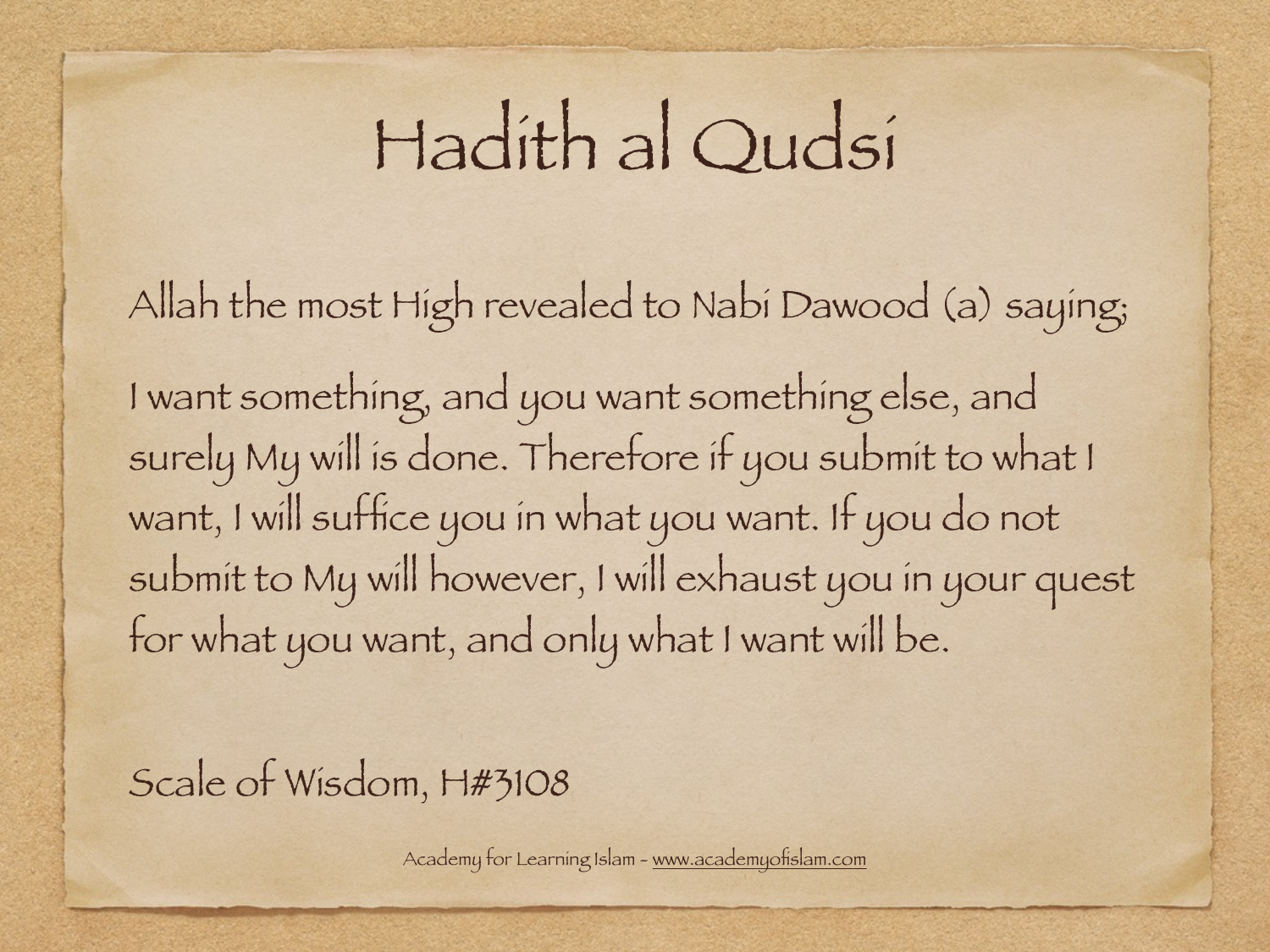# Hadith al Qudsi

Allah the most High revealed to Nabi Dawood (a) saying;

I want something, and you want something else, and surely My will is done. Therefore if you submit to what I want, I will suffice you in what you want. If you do not submit to My will however, I will exhaust you in your quest for what you want, and only what I want will be.

Scale of Wisdom, H#3108

Academy for Learning Islam - www.academyofislam.com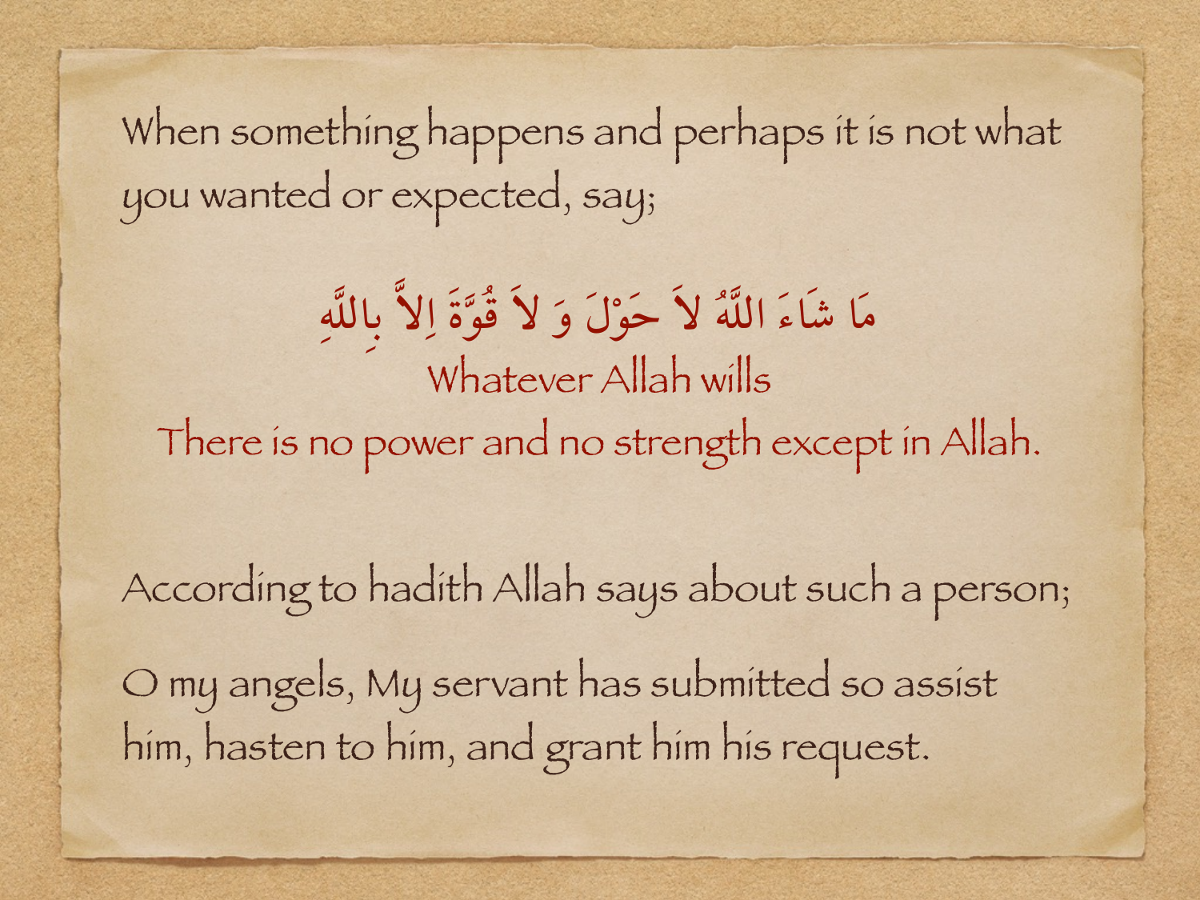When something happens and perhaps it is not what you wanted or expected, say;

مَا شَاءَ اللَّهُ لاَ حَوْلَ وَ لاَ قُوَّةَ اِلاَّ بِاللَّهِ

Whatever Allah wills

There is no power and no strength except in Allah.

According to hadith Allah says about such a person;

O my angels, My servant has submitted so assist him, hasten to him, and grant him his request.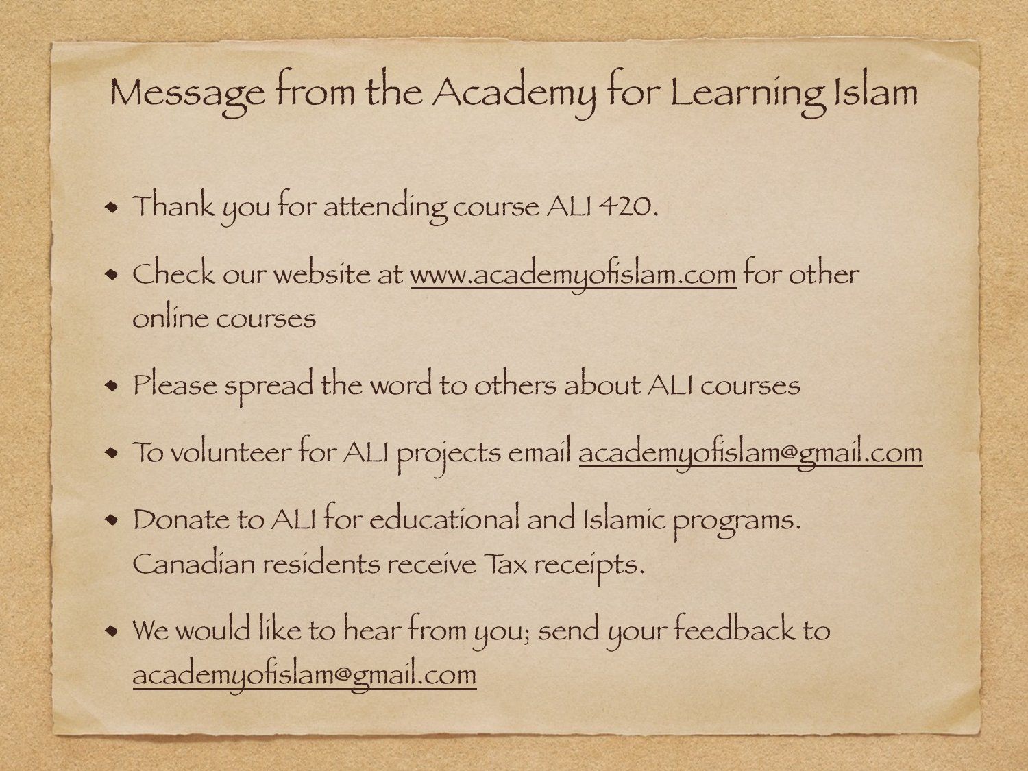# Message from the Academy for Learning Islam

- Thank you for attending course ALI 420.
- Check our website at www.academyofislam.com for other online courses
- Please spread the word to others about ALI courses
- To volunteer for ALI projects email academyofislam@gmail.com
- Donate to ALI for educational and Islamic programs. Canadian residents receive Tax receipts.
- We would like to hear from you; send your feedback to academyofislam@gmail.com